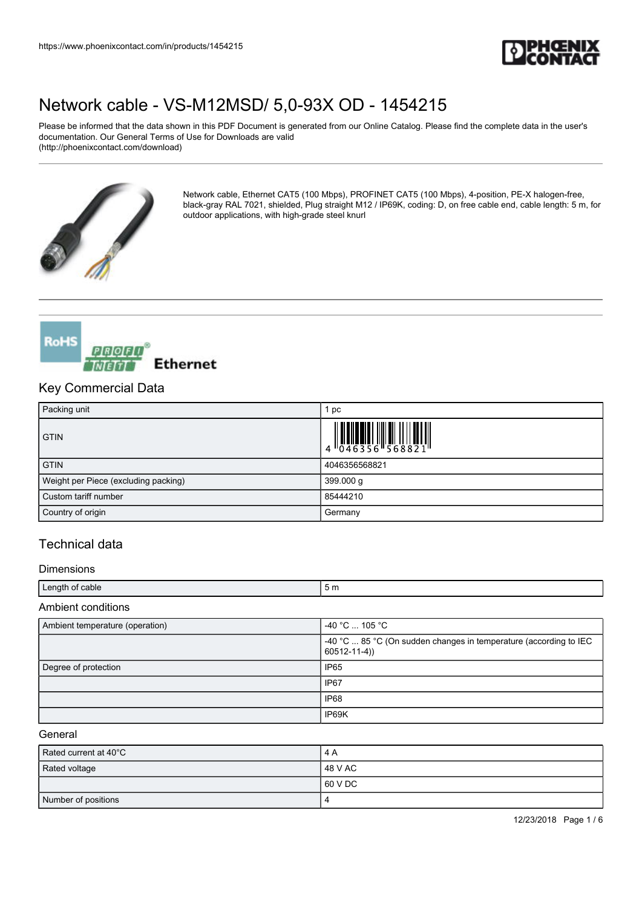# Network cable - VS-M12MSD/ 5,0-93X OD - 1454215

Please be informed that the data shown in this PDF Document is generated from our Online Catalog. Please find the complete data in the user's documentation. Our General Terms of Use for Downloads are valid (http://phoenixcontact.com/download)

Network cable, Ethernet CAT5 (100 Mbps), PROFINET CAT5 (100 Mbps), 4-position, PE-X halogen-free, black-gray RAL 7021, shielded, Plug straight M12 / IP69K, coding: D, on free cable end, cable length: 5 m, for outdoor applications, with high-grade steel knurl

## Key Commercial Data

| Packing unit | 1 pc |
|---|---|
| GTIN | 4 046356 568821 |
| GTIN | 4046356568821 |
| Weight per Piece (excluding packing) | 399.000 g |
| Custom tariff number | 85444210 |
| Country of origin | Germany |

## Technical data

### Dimensions

| Length of cable | 5 m |
|---|---|

### Ambient conditions

| Ambient temperature (operation) | -40 °C ... 105 °C |
|---|---|
| | -40 °C ... 85 °C (On sudden changes in temperature (according to IEC 60512-11-4)) |
| Degree of protection | IP65 |
| | IP67 |
| | IP68 |
| | IP69K |

### General

| Rated current at 40°C | 4 A |
|---|---|
| Rated voltage | 48 V AC |
| | 60 V DC |
| Number of positions | 4 |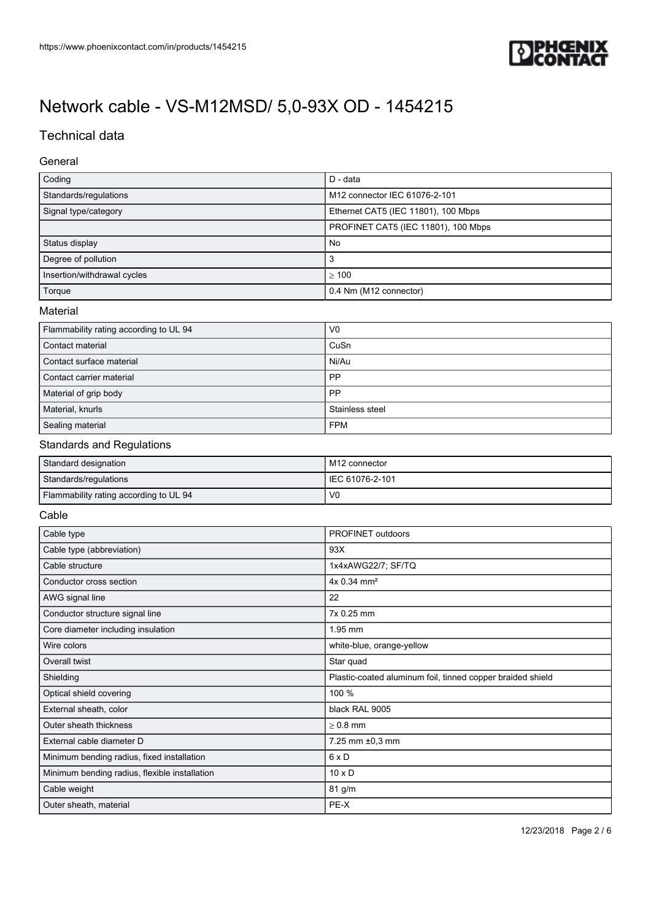# Network cable - VS-M12MSD/ 5,0-93X OD - 1454215

## Technical data

### General

| | |
|---|---|
| Coding | D - data |
| Standards/regulations | M12 connector IEC 61076-2-101 |
| Signal type/category | Ethernet CAT5 (IEC 11801), 100 Mbps |
| | PROFINET CAT5 (IEC 11801), 100 Mbps |
| Status display | No |
| Degree of pollution | 3 |
| Insertion/withdrawal cycles | ≥ 100 |
| Torque | 0.4 Nm (M12 connector) |

### Material

| | |
|---|---|
| Flammability rating according to UL 94 | V0 |
| Contact material | CuSn |
| Contact surface material | Ni/Au |
| Contact carrier material | PP |
| Material of grip body | PP |
| Material, knurls | Stainless steel |
| Sealing material | FPM |

### Standards and Regulations

| | |
|---|---|
| Standard designation | M12 connector |
| Standards/regulations | IEC 61076-2-101 |
| Flammability rating according to UL 94 | V0 |

### Cable

| | |
|---|---|
| Cable type | PROFINET outdoors |
| Cable type (abbreviation) | 93X |
| Cable structure | 1x4xAWG22/7; SF/TQ |
| Conductor cross section | 4x 0.34 mm² |
| AWG signal line | 22 |
| Conductor structure signal line | 7x 0.25 mm |
| Core diameter including insulation | 1.95 mm |
| Wire colors | white-blue, orange-yellow |
| Overall twist | Star quad |
| Shielding | Plastic-coated aluminum foil, tinned copper braided shield |
| Optical shield covering | 100 % |
| External sheath, color | black RAL 9005 |
| Outer sheath thickness | ≥ 0.8 mm |
| External cable diameter D | 7.25 mm ±0,3 mm |
| Minimum bending radius, fixed installation | 6 x D |
| Minimum bending radius, flexible installation | 10 x D |
| Cable weight | 81 g/m |
| Outer sheath, material | PE-X |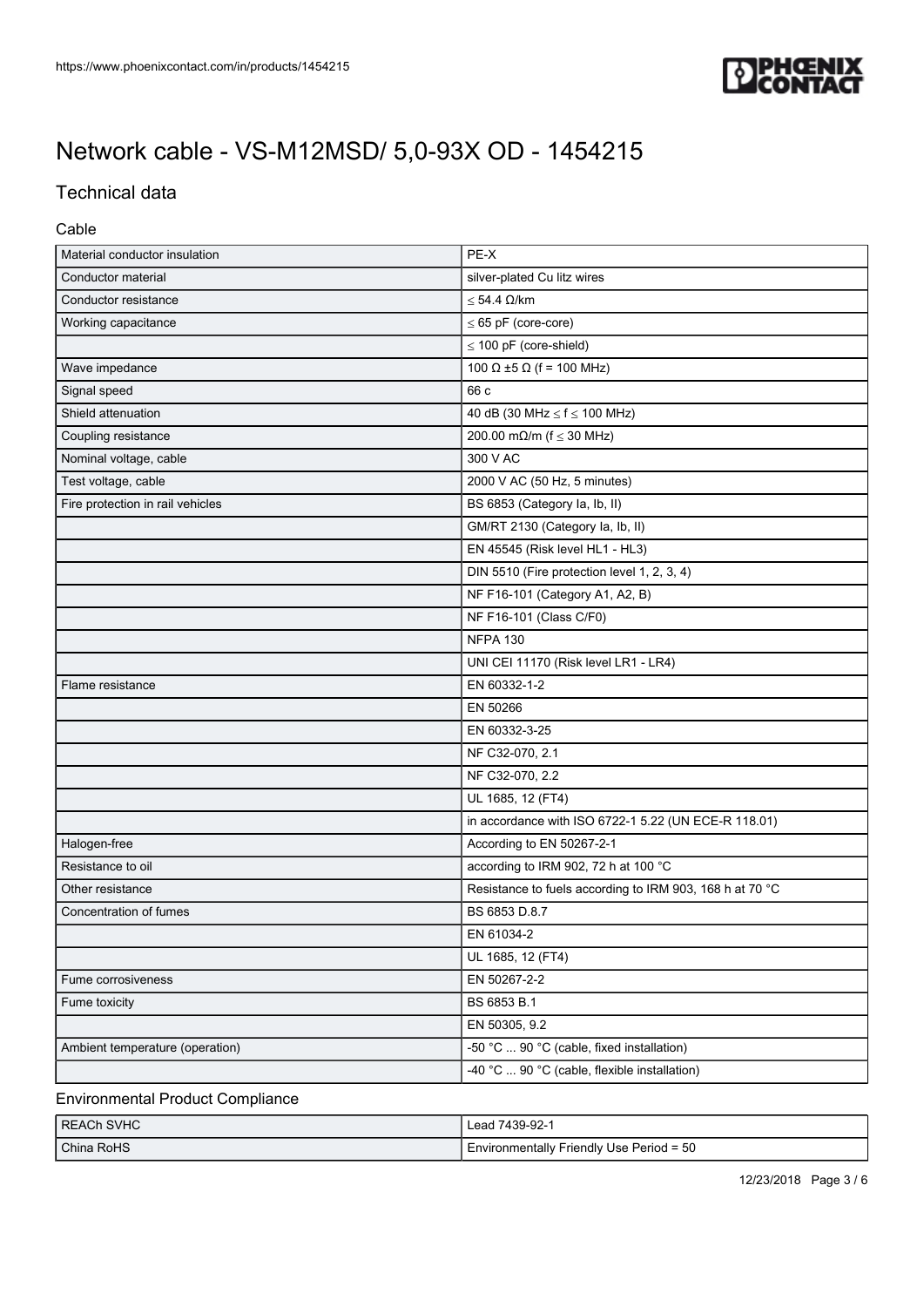# Network cable - VS-M12MSD/ 5,0-93X OD - 1454215

## Technical data

### Cable

| | |
|---|---|
| Material conductor insulation | PE-X |
| Conductor material | silver-plated Cu litz wires |
| Conductor resistance | ≤ 54.4 Ω/km |
| Working capacitance | ≤ 65 pF (core-core) |
| | ≤ 100 pF (core-shield) |
| Wave impedance | 100 Ω ±5 Ω (f = 100 MHz) |
| Signal speed | 66 c |
| Shield attenuation | 40 dB (30 MHz ≤ f ≤ 100 MHz) |
| Coupling resistance | 200.00 mΩ/m (f ≤ 30 MHz) |
| Nominal voltage, cable | 300 V AC |
| Test voltage, cable | 2000 V AC (50 Hz, 5 minutes) |
| Fire protection in rail vehicles | BS 6853 (Category Ia, Ib, II) |
| | GM/RT 2130 (Category Ia, Ib, II) |
| | EN 45545 (Risk level HL1 - HL3) |
| | DIN 5510 (Fire protection level 1, 2, 3, 4) |
| | NF F16-101 (Category A1, A2, B) |
| | NF F16-101 (Class C/F0) |
| | NFPA 130 |
| | UNI CEI 11170 (Risk level LR1 - LR4) |
| Flame resistance | EN 60332-1-2 |
| | EN 50266 |
| | EN 60332-3-25 |
| | NF C32-070, 2.1 |
| | NF C32-070, 2.2 |
| | UL 1685, 12 (FT4) |
| | in accordance with ISO 6722-1 5.22 (UN ECE-R 118.01) |
| Halogen-free | According to EN 50267-2-1 |
| Resistance to oil | according to IRM 902, 72 h at 100 °C |
| Other resistance | Resistance to fuels according to IRM 903, 168 h at 70 °C |
| Concentration of fumes | BS 6853 D.8.7 |
| | EN 61034-2 |
| | UL 1685, 12 (FT4) |
| Fume corrosiveness | EN 50267-2-2 |
| Fume toxicity | BS 6853 B.1 |
| | EN 50305, 9.2 |
| Ambient temperature (operation) | -50 °C ... 90 °C (cable, fixed installation) |
| | -40 °C ... 90 °C (cable, flexible installation) |

### Environmental Product Compliance

| | |
|---|---|
| REACh SVHC | Lead 7439-92-1 |
| China RoHS | Environmentally Friendly Use Period = 50 |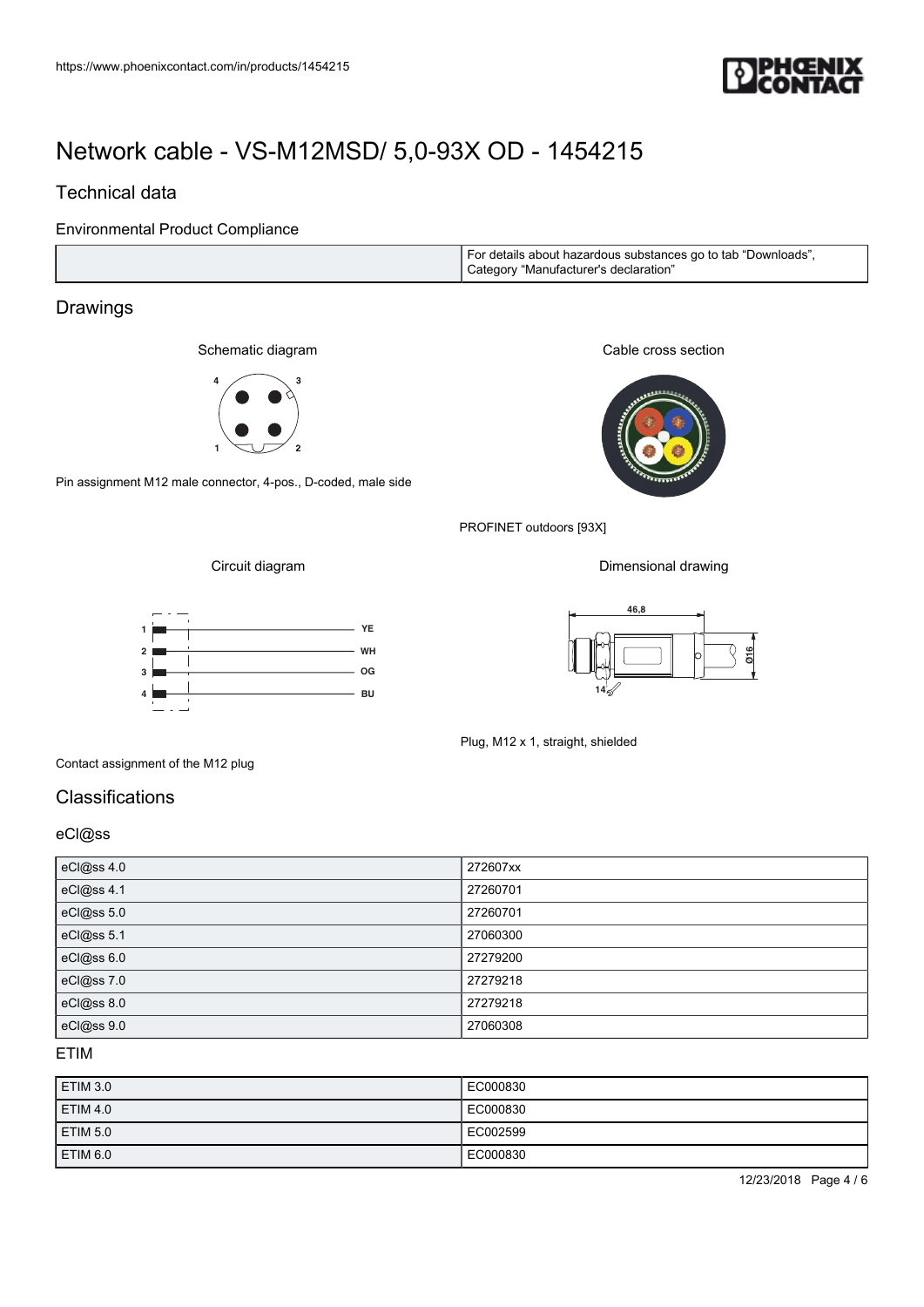# Network cable - VS-M12MSD/ 5,0-93X OD - 1454215

## Technical data

### Environmental Product Compliance

| | |
|---|---|
| | For details about hazardous substances go to tab "Downloads", Category "Manufacturer's declaration" |

## Drawings

Schematic diagram

Pin assignment M12 male connector, 4-pos., D-coded, male side

Cable cross section

PROFINET outdoors [93X]

Circuit diagram

Contact assignment of the M12 plug

Dimensional drawing

Plug, M12 x 1, straight, shielded

## Classifications

### eCl@ss

| | |
|---|---|
| eCl@ss 4.0 | 272607xx |
| eCl@ss 4.1 | 27260701 |
| eCl@ss 5.0 | 27260701 |
| eCl@ss 5.1 | 27060300 |
| eCl@ss 6.0 | 27279200 |
| eCl@ss 7.0 | 27279218 |
| eCl@ss 8.0 | 27279218 |
| eCl@ss 9.0 | 27060308 |

### ETIM

| | |
|---|---|
| ETIM 3.0 | EC000830 |
| ETIM 4.0 | EC000830 |
| ETIM 5.0 | EC002599 |
| ETIM 6.0 | EC000830 |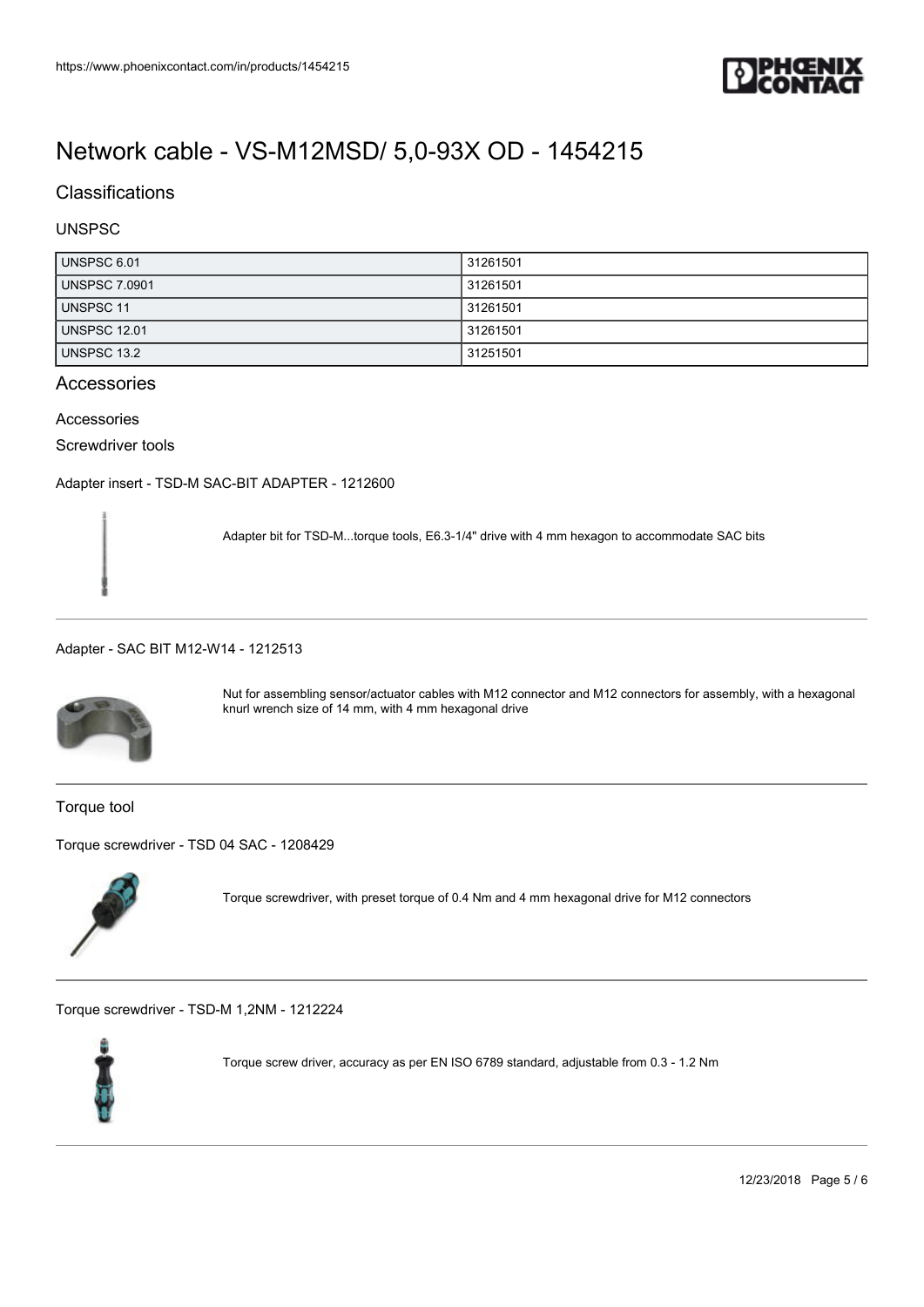# Network cable - VS-M12MSD/ 5,0-93X OD - 1454215

## Classifications

### UNSPSC

| UNSPSC 6.01 | 31261501 |
|---|---|
| UNSPSC 7.0901 | 31261501 |
| UNSPSC 11 | 31261501 |
| UNSPSC 12.01 | 31261501 |
| UNSPSC 13.2 | 31251501 |

## Accessories

Accessories

Screwdriver tools

Adapter insert - TSD-M SAC-BIT ADAPTER - 1212600

Adapter bit for TSD-M...torque tools, E6.3-1/4" drive with 4 mm hexagon to accommodate SAC bits

---

Adapter - SAC BIT M12-W14 - 1212513

Nut for assembling sensor/actuator cables with M12 connector and M12 connectors for assembly, with a hexagonal knurl wrench size of 14 mm, with 4 mm hexagonal drive

---

Torque tool

Torque screwdriver - TSD 04 SAC - 1208429

Torque screwdriver, with preset torque of 0.4 Nm and 4 mm hexagonal drive for M12 connectors

---

Torque screwdriver - TSD-M 1,2NM - 1212224

Torque screw driver, accuracy as per EN ISO 6789 standard, adjustable from 0.3 - 1.2 Nm

---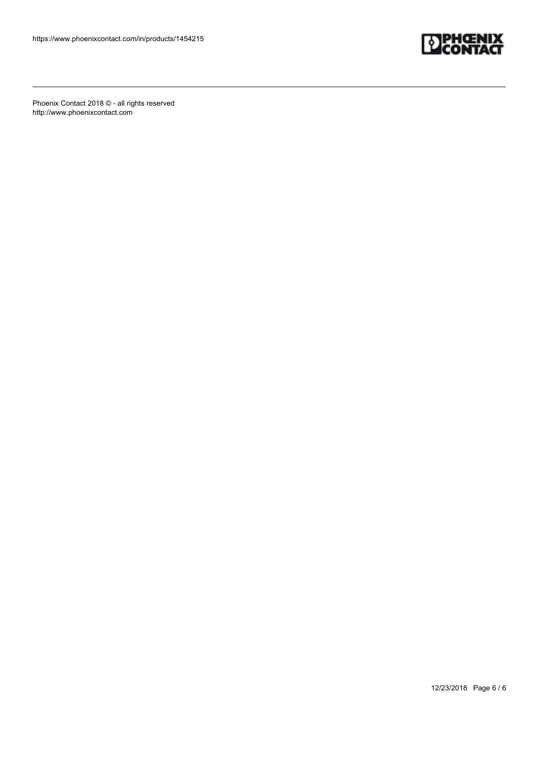Phoenix Contact 2018 © - all rights reserved
http://www.phoenixcontact.com